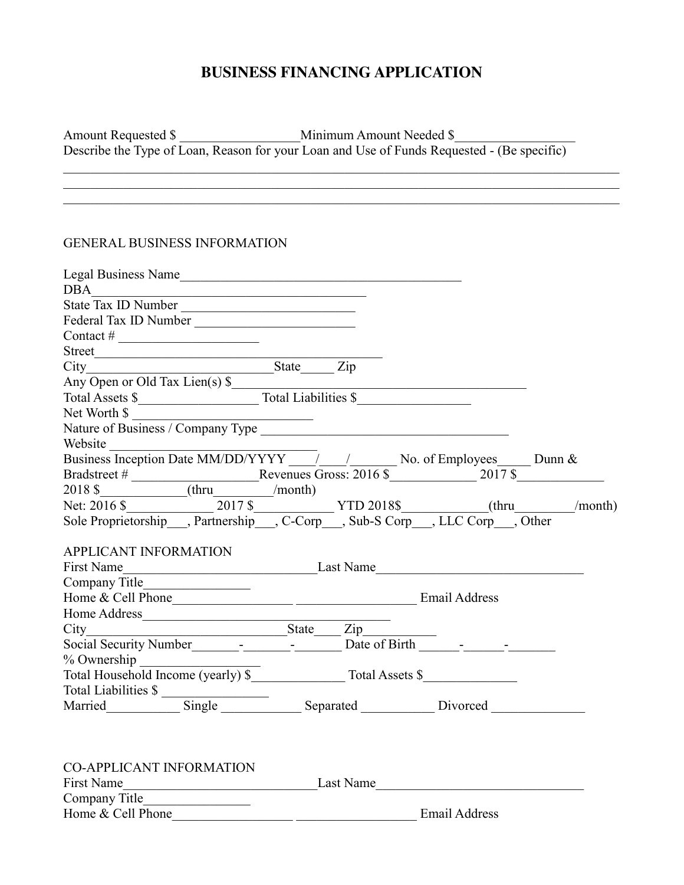# BUSINESS FINANCING APPLICATION

Amount Requested $ __________________Minimum Amount Needed $__________________
Describe the Type of Loan, Reason for your Loan and Use of Funds Requested - (Be specific)

_______________________________________________________________________________________
_______________________________________________________________________________________
_______________________________________________________________________________________

GENERAL BUSINESS INFORMATION

Legal Business Name_____________________________________________
DBA_____________________________________________
State Tax ID Number ___________________________
Federal Tax ID Number _________________________
Contact # ______________________
Street_____________________________________________
City_____________________________State_____ Zip
Any Open or Old Tax Lien(s) $_____________________________________________
Total Assets $__________________ Total Liabilities $_________________
Net Worth $ ____________________________
Nature of Business / Company Type ________________________________________
Website ______________________________
Business Inception Date MM/DD/YYYY ____/____/_______ No. of Employees_____ Dunn & Bradstreet # ___________________Revenues Gross: 2016 $_____________ 2017 $_____________ 2018 $_____________(thru_________/month)
Net: 2016 $_____________ 2017 $____________ YTD 2018$_____________(thru_________/month)
Sole Proprietorship___, Partnership___, C-Corp___, Sub-S Corp___, LLC Corp___, Other

APPLICANT INFORMATION
First Name_____________________________Last Name_______________________________
Company Title________________
Home & Cell Phone__________________ __________________ Email Address
Home Address______________________________________
City_____________________________State____ Zip___________
Social Security Number_______-_______-_______ Date of Birth ______-______-_______
% Ownership _________________
Total Household Income (yearly) $______________ Total Assets $______________
Total Liabilities $ ________________
Married___________ Single ____________ Separated ___________ Divorced ______________

CO-APPLICANT INFORMATION
First Name_____________________________Last Name_______________________________
Company Title________________
Home & Cell Phone__________________ __________________ Email Address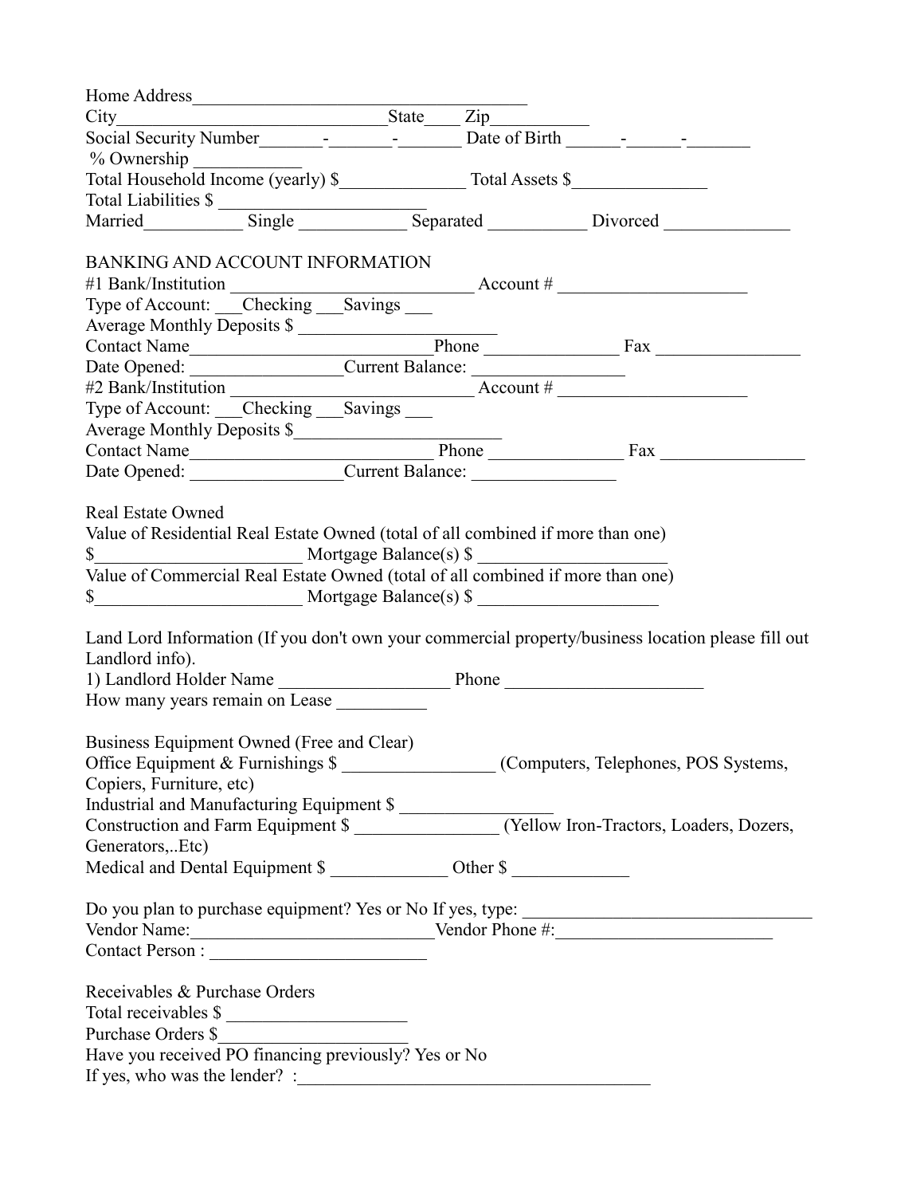Home Address____________________________________

City______________________________State____ Zip__________

Social Security Number_______-_______-_______ Date of Birth ______-______-_______

% Ownership ___________

Total Household Income (yearly) $______________ Total Assets $_______________

Total Liabilities $ ______________________

Married___________ Single ____________ Separated ___________ Divorced ______________

BANKING AND ACCOUNT INFORMATION

#1 Bank/Institution ___________________________ Account # _____________________

Type of Account: ___Checking ___Savings ___

Average Monthly Deposits $ ______________________

Contact Name__________________________Phone _______________ Fax ________________

Date Opened: _________________Current Balance: ________________

#2 Bank/Institution ___________________________ Account # _____________________

Type of Account: ___Checking ___Savings ___

Average Monthly Deposits $______________________

Contact Name__________________________ Phone _______________ Fax ________________

Date Opened: _________________Current Balance: ________________

Real Estate Owned

Value of Residential Real Estate Owned (total of all combined if more than one)

$______________________ Mortgage Balance(s) $ ____________________

Value of Commercial Real Estate Owned (total of all combined if more than one)

$______________________ Mortgage Balance(s) $ ____________________

Land Lord Information (If you don't own your commercial property/business location please fill out Landlord info).

1) Landlord Holder Name __________________ Phone ______________________

How many years remain on Lease __________

Business Equipment Owned (Free and Clear)

Office Equipment & Furnishings $ ________________ (Computers, Telephones, POS Systems, Copiers, Furniture, etc)

Industrial and Manufacturing Equipment $ _________________

Construction and Farm Equipment $ ________________ (Yellow Iron-Tractors, Loaders, Dozers, Generators,..Etc)

Medical and Dental Equipment $ _____________ Other $ _____________

Do you plan to purchase equipment? Yes or No If yes, type: _______________________________

Vendor Name:__________________________Vendor Phone #:________________________

Contact Person : ________________________

Receivables & Purchase Orders

Total receivables $ ____________________

Purchase Orders $_____________________

Have you received PO financing previously? Yes or No

If yes, who was the lender? :________________________________________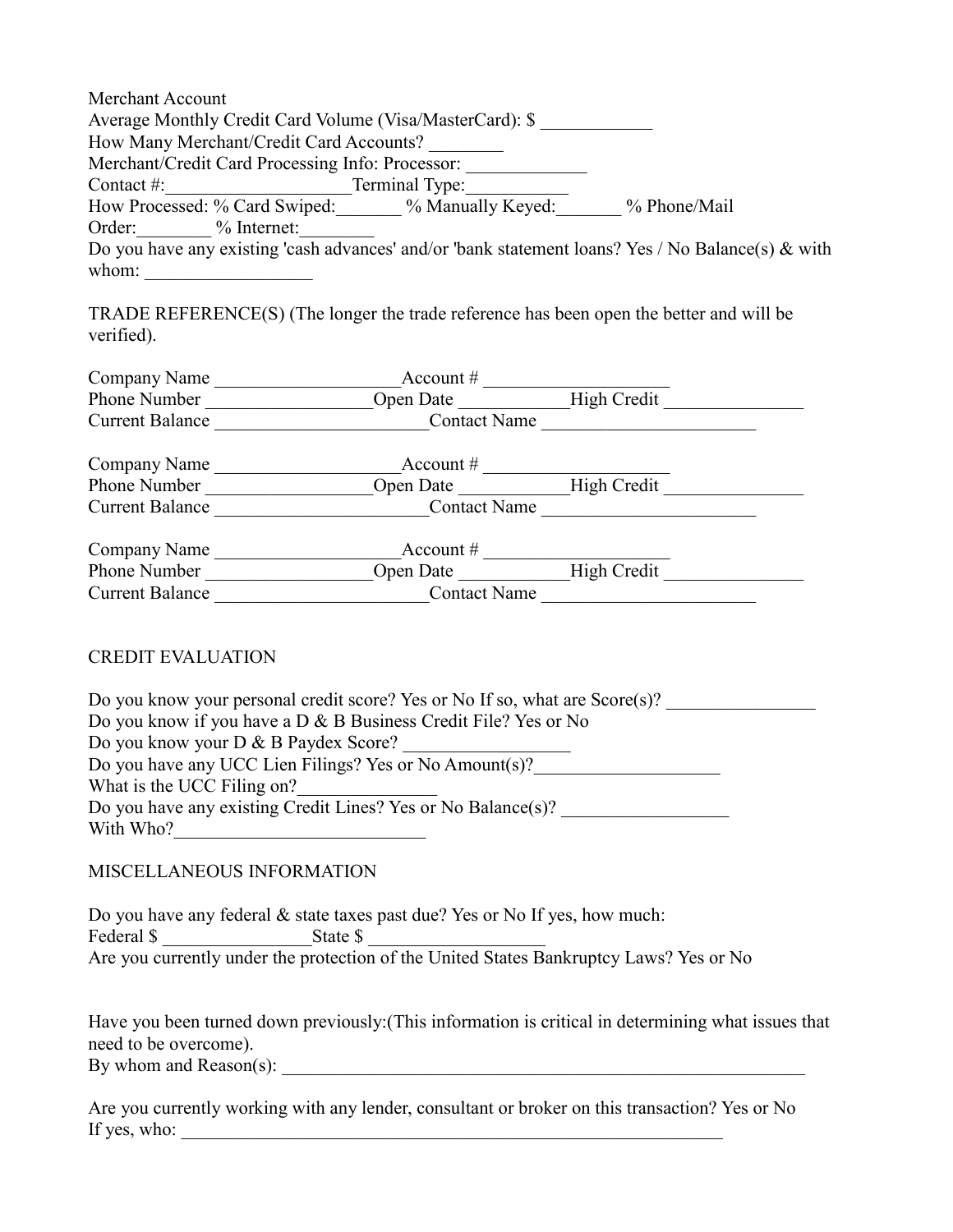Merchant Account
Average Monthly Credit Card Volume (Visa/MasterCard): $ ____________
How Many Merchant/Credit Card Accounts? ________
Merchant/Credit Card Processing Info: Processor: _____________
Contact #:____________________Terminal Type:___________
How Processed: % Card Swiped:_______ % Manually Keyed:_______ % Phone/Mail Order:________ % Internet:________
Do you have any existing 'cash advances' and/or 'bank statement loans? Yes / No Balance(s) & with whom: _________________

TRADE REFERENCE(S) (The longer the trade reference has been open the better and will be verified).

Company Name ____________________Account # ____________________
Phone Number __________________Open Date ___________High Credit _______________
Current Balance _______________________Contact Name _______________________

Company Name ____________________Account # ____________________
Phone Number __________________Open Date ___________High Credit _______________
Current Balance _______________________Contact Name _______________________

Company Name ____________________Account # ____________________
Phone Number __________________Open Date ___________High Credit _______________
Current Balance _______________________Contact Name _______________________

CREDIT EVALUATION

Do you know your personal credit score? Yes or No If so, what are Score(s)? ________________
Do you know if you have a D & B Business Credit File? Yes or No
Do you know your D & B Paydex Score? _________________
Do you have any UCC Lien Filings? Yes or No Amount(s)?____________________
What is the UCC Filing on?_______________
Do you have any existing Credit Lines? Yes or No Balance(s)? __________________
With Who?___________________________

MISCELLANEOUS INFORMATION

Do you have any federal & state taxes past due? Yes or No If yes, how much:
Federal $ ________________State $ ___________________
Are you currently under the protection of the United States Bankruptcy Laws? Yes or No

Have you been turned down previously:(This information is critical in determining what issues that need to be overcome).
By whom and Reason(s): ____________________________________________________________

Are you currently working with any lender, consultant or broker on this transaction? Yes or No
If yes, who: _____________________________________________________________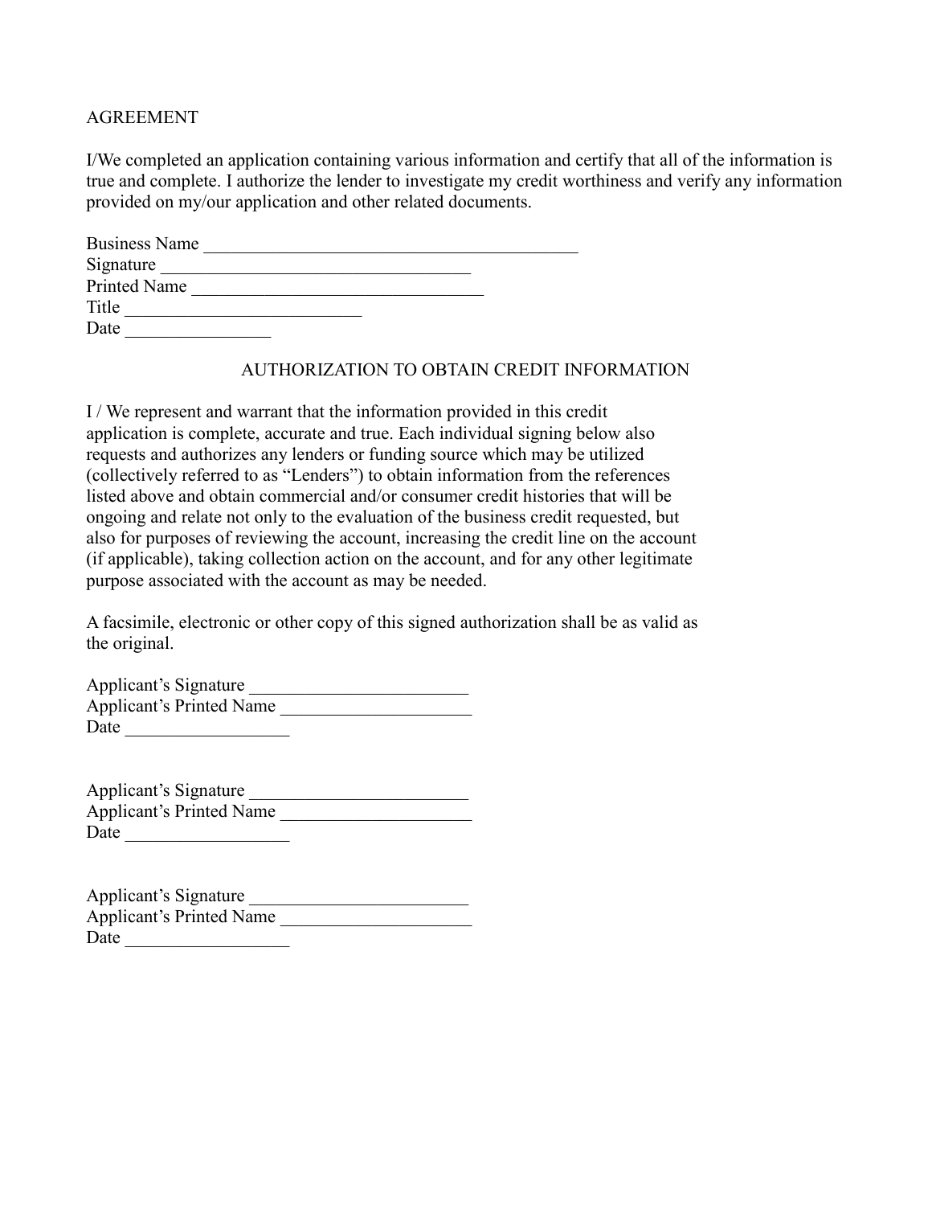AGREEMENT

I/We completed an application containing various information and certify that all of the information is true and complete. I authorize the lender to investigate my credit worthiness and verify any information provided on my/our application and other related documents.

Business Name ___________________________________________
Signature ___________________________________
Printed Name _________________________________
Title __________________________
Date ________________

## AUTHORIZATION TO OBTAIN CREDIT INFORMATION

I / We represent and warrant that the information provided in this credit application is complete, accurate and true. Each individual signing below also requests and authorizes any lenders or funding source which may be utilized (collectively referred to as "Lenders") to obtain information from the references listed above and obtain commercial and/or consumer credit histories that will be ongoing and relate not only to the evaluation of the business credit requested, but also for purposes of reviewing the account, increasing the credit line on the account (if applicable), taking collection action on the account, and for any other legitimate purpose associated with the account as may be needed.

A facsimile, electronic or other copy of this signed authorization shall be as valid as the original.

Applicant's Signature ________________________
Applicant's Printed Name _____________________
Date __________________

Applicant's Signature ________________________
Applicant's Printed Name _____________________
Date __________________

Applicant's Signature ________________________
Applicant's Printed Name _____________________
Date __________________